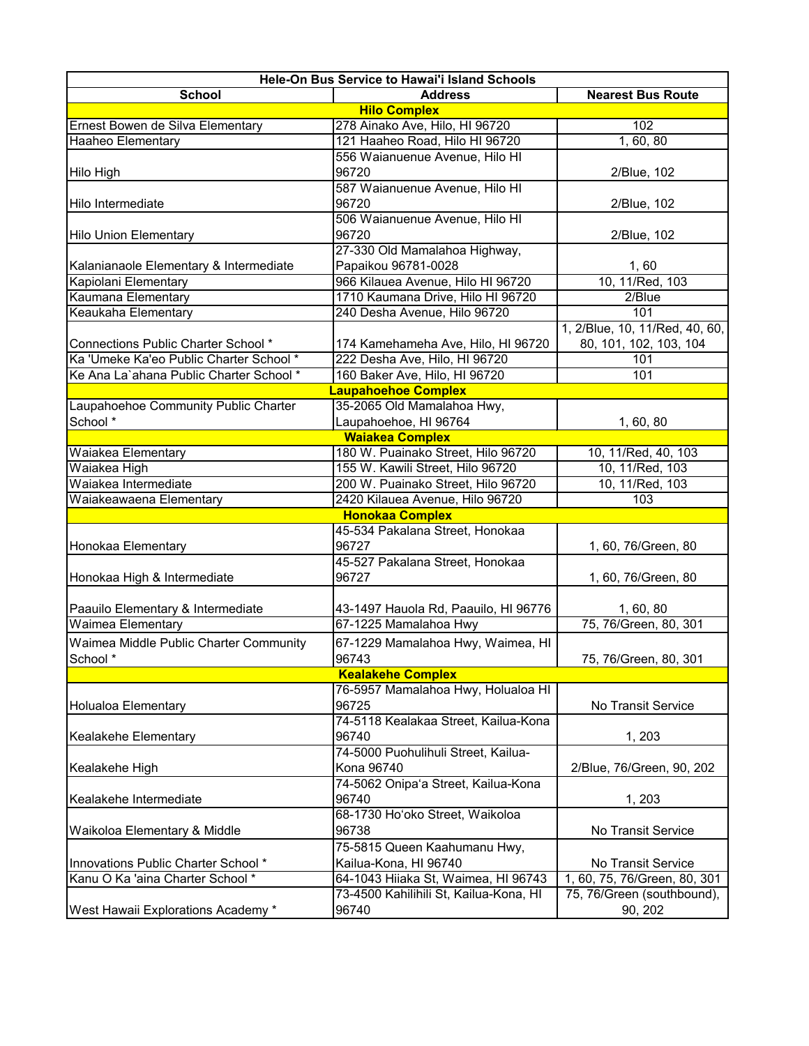| Hele-On Bus Service to Hawai'i Island Schools | | |
|---|---|---|
| **School** | **Address** | **Nearest Bus Route** |
| **Hilo Complex** | | |
| Ernest Bowen de Silva Elementary | 278 Ainako Ave, Hilo, HI 96720 | 102 |
| Haaheo Elementary | 121 Haaheo Road, Hilo HI 96720 | 1, 60, 80 |
| Hilo High | 556 Waianuenue Avenue, Hilo HI 96720 | 2/Blue, 102 |
| Hilo Intermediate | 587 Waianuenue Avenue, Hilo HI 96720 | 2/Blue, 102 |
| Hilo Union Elementary | 506 Waianuenue Avenue, Hilo HI 96720 | 2/Blue, 102 |
| Kalanianaole Elementary & Intermediate | 27-330 Old Mamalahoa Highway, Papaikou 96781-0028 | 1, 60 |
| Kapiolani Elementary | 966 Kilauea Avenue, Hilo HI 96720 | 10, 11/Red, 103 |
| Kaumana Elementary | 1710 Kaumana Drive, Hilo HI 96720 | 2/Blue |
| Keaukaha Elementary | 240 Desha Avenue, Hilo 96720 | 101 |
| Connections Public Charter School * | 174 Kamehameha Ave, Hilo, HI 96720 | 1, 2/Blue, 10, 11/Red, 40, 60, 80, 101, 102, 103, 104 |
| Ka 'Umeke Ka'eo Public Charter School * | 222 Desha Ave, Hilo, HI 96720 | 101 |
| Ke Ana La`ahana Public Charter School * | 160 Baker Ave, Hilo, HI 96720 | 101 |
| **Laupahoehoe Complex** | | |
| Laupahoehoe Community Public Charter School * | 35-2065 Old Mamalahoa Hwy, Laupahoehoe, HI 96764 | 1, 60, 80 |
| **Waiakea Complex** | | |
| Waiakea Elementary | 180 W. Puainako Street, Hilo 96720 | 10, 11/Red, 40, 103 |
| Waiakea High | 155 W. Kawili Street, Hilo 96720 | 10, 11/Red, 103 |
| Waiakea Intermediate | 200 W. Puainako Street, Hilo 96720 | 10, 11/Red, 103 |
| Waiakeawaena Elementary | 2420 Kilauea Avenue, Hilo 96720 | 103 |
| **Honokaa Complex** | | |
| Honokaa Elementary | 45-534 Pakalana Street, Honokaa 96727 | 1, 60, 76/Green, 80 |
| Honokaa High & Intermediate | 45-527 Pakalana Street, Honokaa 96727 | 1, 60, 76/Green, 80 |
| Paauilo Elementary & Intermediate | 43-1497 Hauola Rd, Paauilo, HI 96776 | 1, 60, 80 |
| Waimea Elementary | 67-1225 Mamalahoa Hwy | 75, 76/Green, 80, 301 |
| Waimea Middle Public Charter Community School * | 67-1229 Mamalahoa Hwy, Waimea, HI 96743 | 75, 76/Green, 80, 301 |
| **Kealakehe Complex** | | |
| Holualoa Elementary | 76-5957 Mamalahoa Hwy, Holualoa HI 96725 | No Transit Service |
| Kealakehe Elementary | 74-5118 Kealakaa Street, Kailua-Kona 96740 | 1, 203 |
| Kealakehe High | 74-5000 Puohulihuli Street, Kailua-Kona 96740 | 2/Blue, 76/Green, 90, 202 |
| Kealakehe Intermediate | 74-5062 Onipa'a Street, Kailua-Kona 96740 | 1, 203 |
| Waikoloa Elementary & Middle | 68-1730 Ho'oko Street, Waikoloa 96738 | No Transit Service |
| Innovations Public Charter School * | 75-5815 Queen Kaahumanu Hwy, Kailua-Kona, HI 96740 | No Transit Service |
| Kanu O Ka 'aina Charter School * | 64-1043 Hiiaka St, Waimea, HI 96743 | 1, 60, 75, 76/Green, 80, 301 |
| West Hawaii Explorations Academy * | 73-4500 Kahilihili St, Kailua-Kona, HI 96740 | 75, 76/Green (southbound), 90, 202 |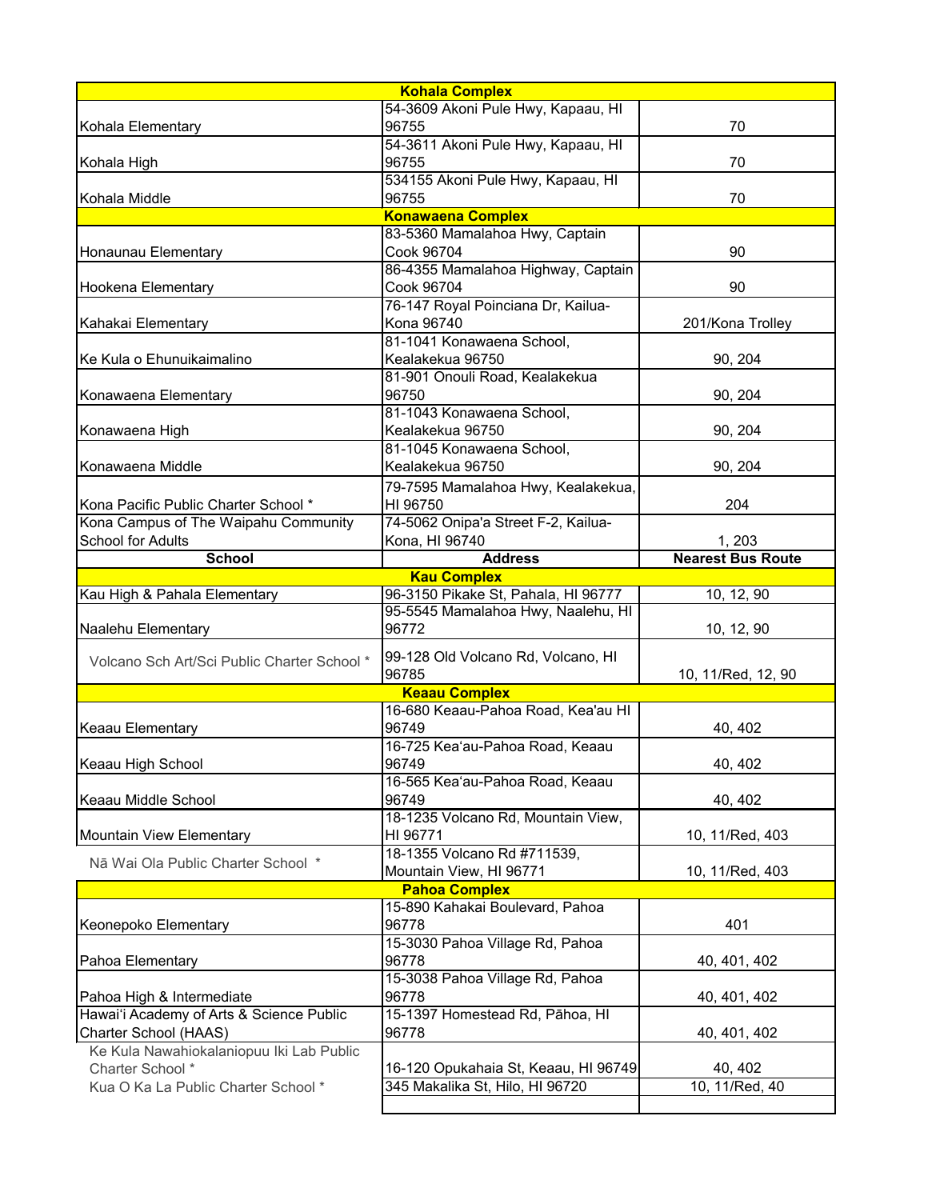| School | Address | Nearest Bus Route |
|---|---|---|
| **Kohala Complex** | | |
| Kohala Elementary | 54-3609 Akoni Pule Hwy, Kapaau, HI 96755 | 70 |
| Kohala High | 54-3611 Akoni Pule Hwy, Kapaau, HI 96755 | 70 |
| Kohala Middle | 534155 Akoni Pule Hwy, Kapaau, HI 96755 | 70 |
| **Konawaena Complex** | | |
| Honaunau Elementary | 83-5360 Mamalahoa Hwy, Captain Cook 96704 | 90 |
| Hookena Elementary | 86-4355 Mamalahoa Highway, Captain Cook 96704 | 90 |
| Kahakai Elementary | 76-147 Royal Poinciana Dr, Kailua-Kona 96740 | 201/Kona Trolley |
| Ke Kula o Ehunuikaimalino | 81-1041 Konawaena School, Kealakekua 96750 | 90, 204 |
| Konawaena Elementary | 81-901 Onouli Road, Kealakekua 96750 | 90, 204 |
| Konawaena High | 81-1043 Konawaena School, Kealakekua 96750 | 90, 204 |
| Konawaena Middle | 81-1045 Konawaena School, Kealakekua 96750 | 90, 204 |
| Kona Pacific Public Charter School * | 79-7595 Mamalahoa Hwy, Kealakekua, HI 96750 | 204 |
| Kona Campus of The Waipahu Community School for Adults | 74-5062 Onipa'a Street F-2, Kailua-Kona, HI 96740 | 1, 203 |
| **School** | **Address** | **Nearest Bus Route** |
| **Kau Complex** | | |
| Kau High & Pahala Elementary | 96-3150 Pikake St, Pahala, HI 96777 | 10, 12, 90 |
| Naalehu Elementary | 95-5545 Mamalahoa Hwy, Naalehu, HI 96772 | 10, 12, 90 |
| Volcano Sch Art/Sci Public Charter School * | 99-128 Old Volcano Rd, Volcano, HI 96785 | 10, 11/Red, 12, 90 |
| **Keaau Complex** | | |
| Keaau Elementary | 16-680 Keaau-Pahoa Road, Kea'au HI 96749 | 40, 402 |
| Keaau High School | 16-725 Kea'au-Pahoa Road, Keaau 96749 | 40, 402 |
| Keaau Middle School | 16-565 Kea'au-Pahoa Road, Keaau 96749 | 40, 402 |
| Mountain View Elementary | 18-1235 Volcano Rd, Mountain View, HI 96771 | 10, 11/Red, 403 |
| Nā Wai Ola Public Charter School * | 18-1355 Volcano Rd #711539, Mountain View, HI 96771 | 10, 11/Red, 403 |
| **Pahoa Complex** | | |
| Keonepoko Elementary | 15-890 Kahakai Boulevard, Pahoa 96778 | 401 |
| Pahoa Elementary | 15-3030 Pahoa Village Rd, Pahoa 96778 | 40, 401, 402 |
| Pahoa High & Intermediate | 15-3038 Pahoa Village Rd, Pahoa 96778 | 40, 401, 402 |
| Hawai'i Academy of Arts & Science Public Charter School (HAAS) | 15-1397 Homestead Rd, Pāhoa, HI 96778 | 40, 401, 402 |
| Ke Kula Nawahiokalaniopuu Iki Lab Public Charter School * | 16-120 Opukahaia St, Keaau, HI 96749 | 40, 402 |
| Kua O Ka La Public Charter School * | 345 Makalika St, Hilo, HI 96720 | 10, 11/Red, 40 |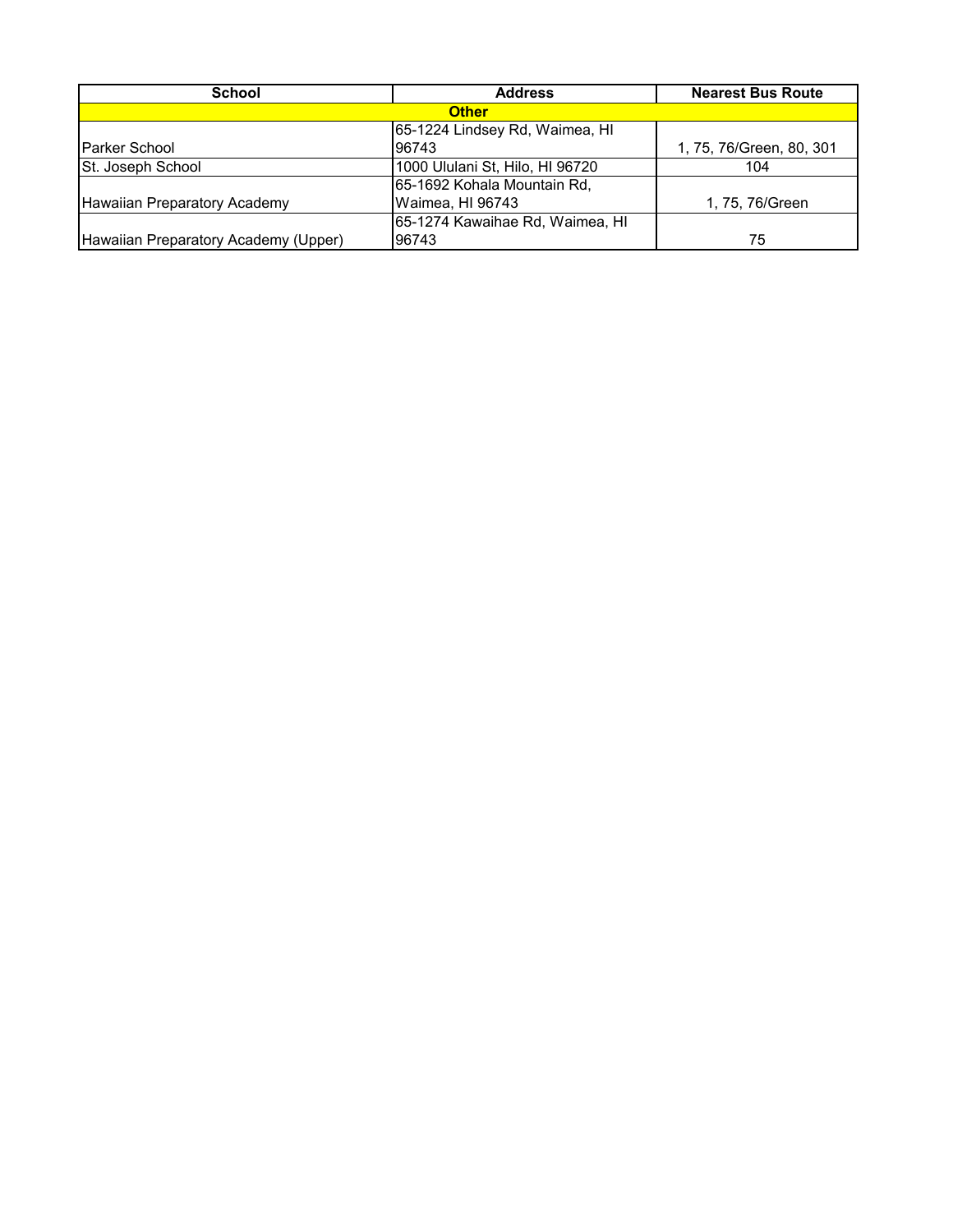| School | Address | Nearest Bus Route |
| --- | --- | --- |
| **Other** | | |
| Parker School | 65-1224 Lindsey Rd, Waimea, HI 96743 | 1, 75, 76/Green, 80, 301 |
| St. Joseph School | 1000 Ululani St, Hilo, HI 96720 | 104 |
| Hawaiian Preparatory Academy | 65-1692 Kohala Mountain Rd, Waimea, HI 96743 | 1, 75, 76/Green |
| Hawaiian Preparatory Academy (Upper) | 65-1274 Kawaihae Rd, Waimea, HI 96743 | 75 |